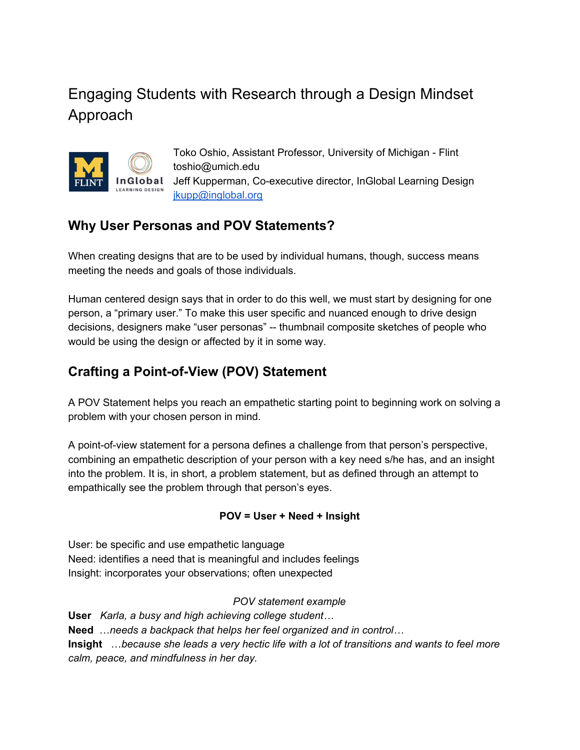# Engaging Students with Research through a Design Mindset Approach

Toko Oshio, Assistant Professor, University of Michigan - Flint
toshio@umich.edu
Jeff Kupperman, Co-executive director, InGlobal Learning Design
jkupp@inglobal.org

## Why User Personas and POV Statements?

When creating designs that are to be used by individual humans, though, success means meeting the needs and goals of those individuals.

Human centered design says that in order to do this well, we must start by designing for one person, a "primary user." To make this user specific and nuanced enough to drive design decisions, designers make "user personas" -- thumbnail composite sketches of people who would be using the design or affected by it in some way.

## Crafting a Point-of-View (POV) Statement

A POV Statement helps you reach an empathetic starting point to beginning work on solving a problem with your chosen person in mind.

A point-of-view statement for a persona defines a challenge from that person's perspective, combining an empathetic description of your person with a key need s/he has, and an insight into the problem. It is, in short, a problem statement, but as defined through an attempt to empathically see the problem through that person's eyes.

**POV = User + Need + Insight**

User: be specific and use empathetic language
Need: identifies a need that is meaningful and includes feelings
Insight: incorporates your observations; often unexpected

*POV statement example*

**User** *Karla, a busy and high achieving college student…*
**Need** *…needs a backpack that helps her feel organized and in control…*
**Insight** *…because she leads a very hectic life with a lot of transitions and wants to feel more calm, peace, and mindfulness in her day.*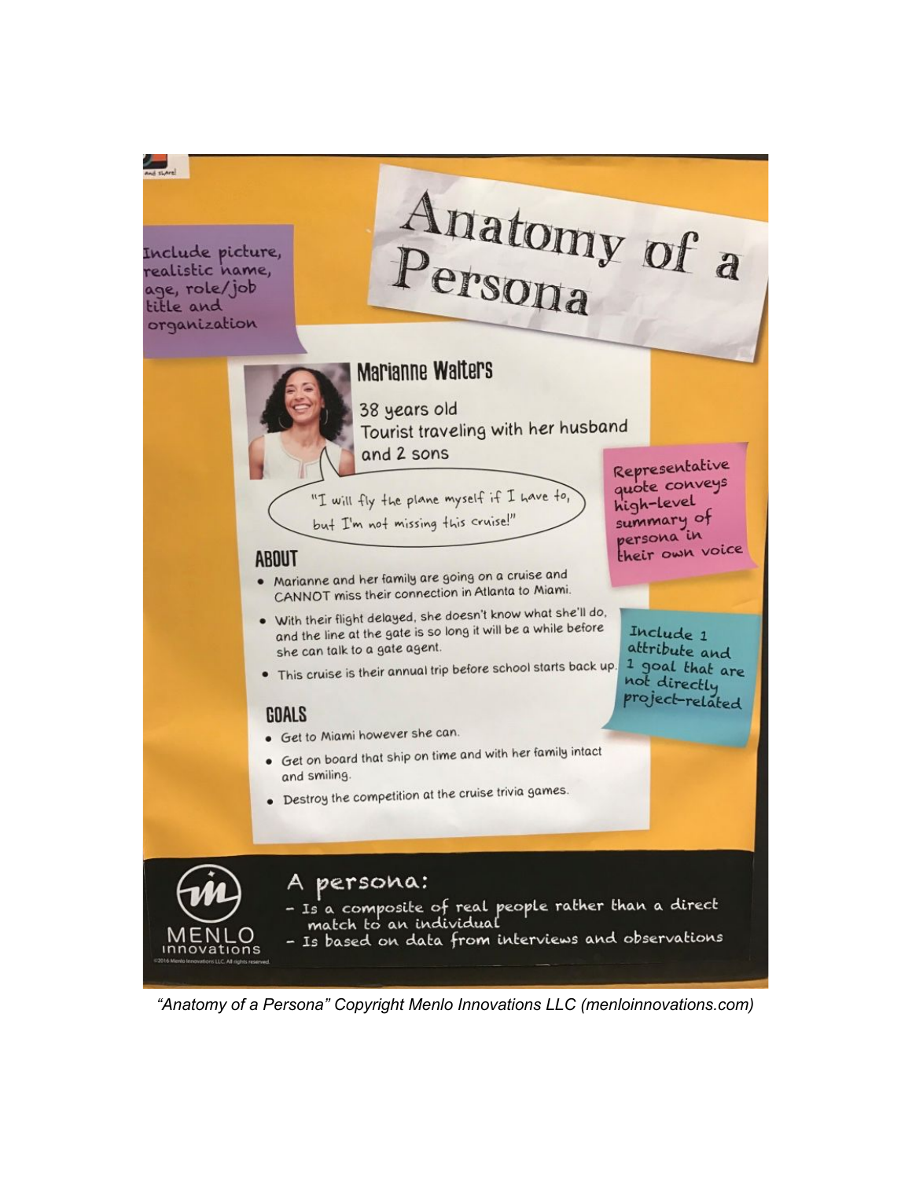# Anatomy of a Persona

Include picture, realistic name, age, role/job title and organization

## Marianne Walters

38 years old
Tourist traveling with her husband and 2 sons

"I will fly the plane myself if I have to, but I'm not missing this cruise!"

Representative quote conveys high-level summary of persona in their own voice

### ABOUT

- Marianne and her family are going on a cruise and CANNOT miss their connection in Atlanta to Miami.
- With their flight delayed, she doesn't know what she'll do, and the line at the gate is so long it will be a while before she can talk to a gate agent.
- This cruise is their annual trip before school starts back up.

Include 1 attribute and 1 goal that are not directly project-related

### GOALS

- Get to Miami however she can.
- Get on board that ship on time and with her family intact and smiling.
- Destroy the competition at the cruise trivia games.

A persona:
- Is a composite of real people rather than a direct match to an individual
- Is based on data from interviews and observations

MENLO innovations

©2016 Menlo Innovations LLC. All rights reserved.

*"Anatomy of a Persona" Copyright Menlo Innovations LLC (menloinnovations.com)*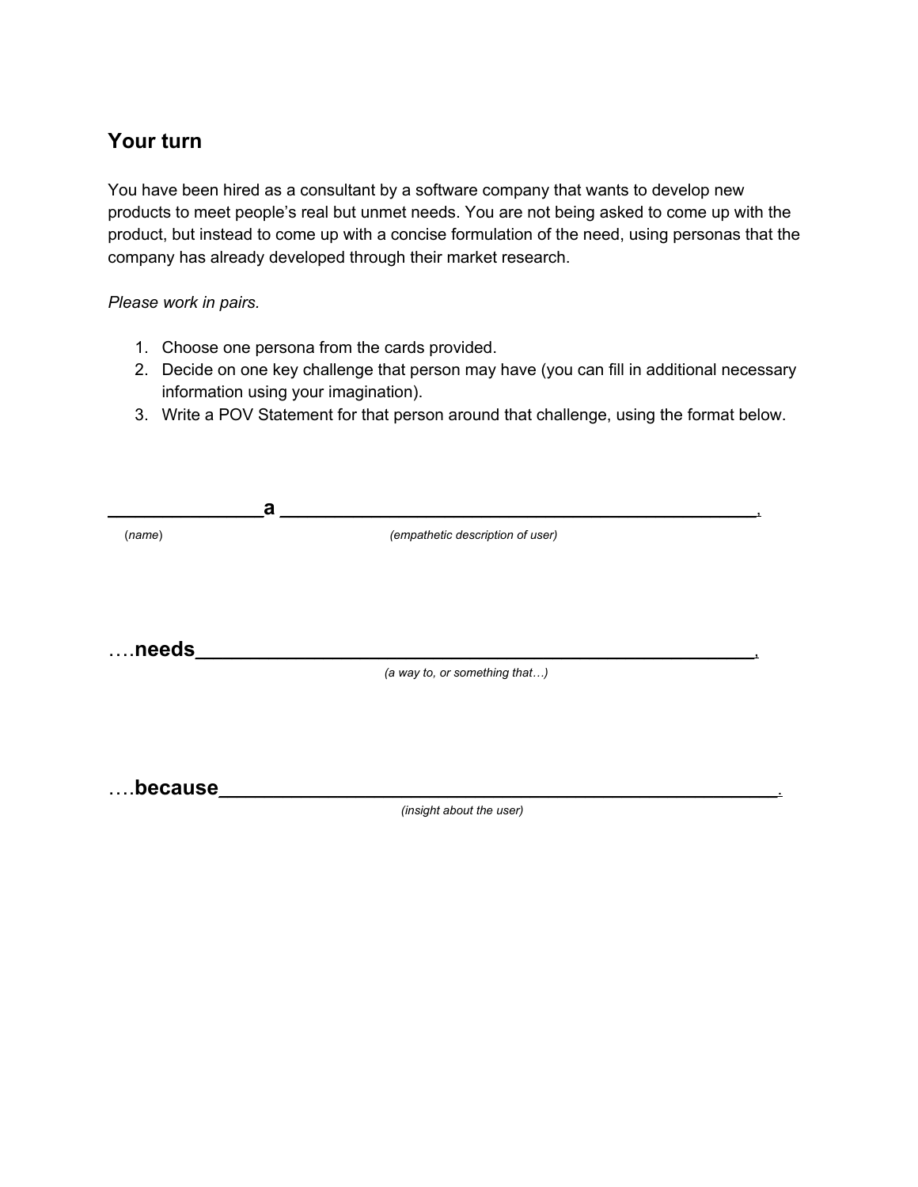## Your turn

You have been hired as a consultant by a software company that wants to develop new products to meet people's real but unmet needs. You are not being asked to come up with the product, but instead to come up with a concise formulation of the need, using personas that the company has already developed through their market research.

*Please work in pairs.*

1. Choose one persona from the cards provided.
2. Decide on one key challenge that person may have (you can fill in additional necessary information using your imagination).
3. Write a POV Statement for that person around that challenge, using the format below.

**______________a ____________________________________________,**

(*name*) *(empathetic description of user)*

**….needs_____________________________________________,**

*(a way to, or something that…)*

**….because_____________________________________________.**

*(insight about the user)*